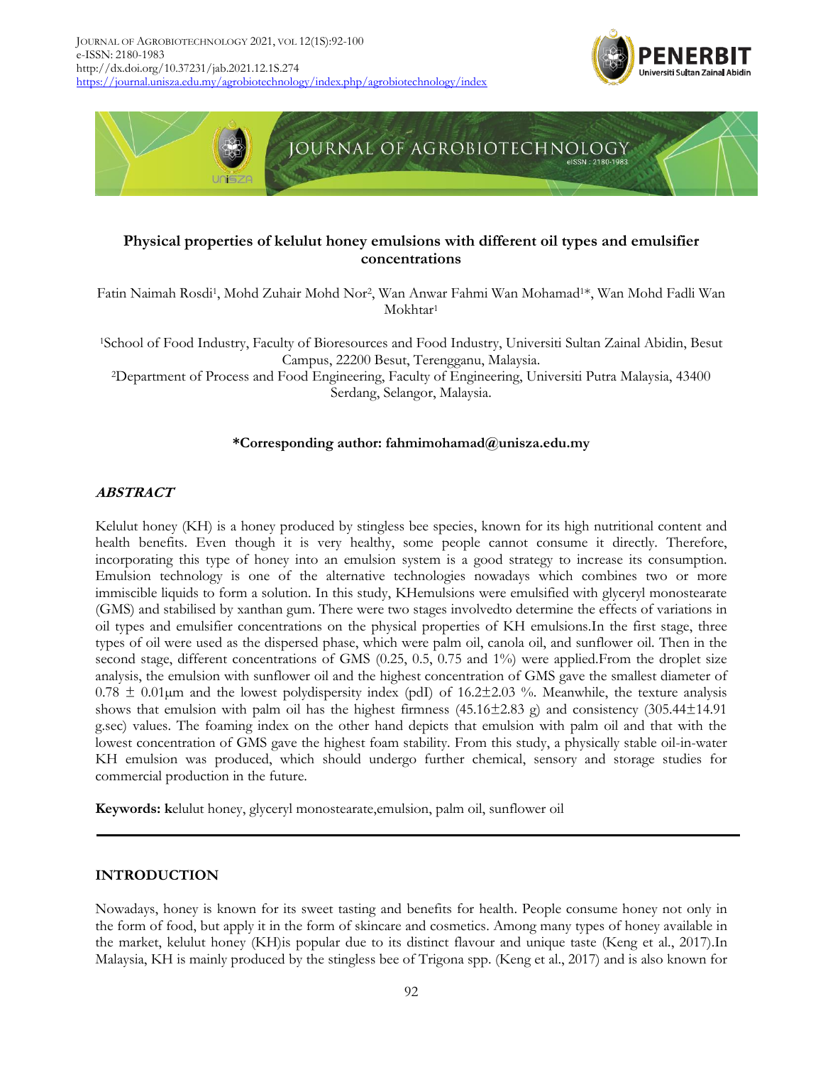# Physical properties of kelulut honey emulsions with different oil types and emulsifier concentrations

Fatin Naimah Rosdi[1], Mohd Zuhair Mohd Nor[2], Wan Anwar Fahmi Wan Mohamad[1]*, Wan Mohd Fadli Wan Mokhtar[1]

[1]School of Food Industry, Faculty of Bioresources and Food Industry, Universiti Sultan Zainal Abidin, Besut Campus, 22200 Besut, Terengganu, Malaysia.
[2]Department of Process and Food Engineering, Faculty of Engineering, Universiti Putra Malaysia, 43400 Serdang, Selangor, Malaysia.

**\*Corresponding author: fahmimohamad@unisza.edu.my**

## *ABSTRACT*

Kelulut honey (KH) is a honey produced by stingless bee species, known for its high nutritional content and health benefits. Even though it is very healthy, some people cannot consume it directly. Therefore, incorporating this type of honey into an emulsion system is a good strategy to increase its consumption. Emulsion technology is one of the alternative technologies nowadays which combines two or more immiscible liquids to form a solution. In this study, KHemulsions were emulsified with glyceryl monostearate (GMS) and stabilised by xanthan gum. There were two stages involvedto determine the effects of variations in oil types and emulsifier concentrations on the physical properties of KH emulsions.In the first stage, three types of oil were used as the dispersed phase, which were palm oil, canola oil, and sunflower oil. Then in the second stage, different concentrations of GMS (0.25, 0.5, 0.75 and 1%) were applied.From the droplet size analysis, the emulsion with sunflower oil and the highest concentration of GMS gave the smallest diameter of $0.78 \pm 0.01$μm and the lowest polydispersity index (pdI) of $16.2 \pm 2.03$ %. Meanwhile, the texture analysis shows that emulsion with palm oil has the highest firmness ($45.16 \pm 2.83$ g) and consistency ($305.44 \pm 14.91$ g.sec) values. The foaming index on the other hand depicts that emulsion with palm oil and that with the lowest concentration of GMS gave the highest foam stability. From this study, a physically stable oil-in-water KH emulsion was produced, which should undergo further chemical, sensory and storage studies for commercial production in the future.

**Keywords: k**elulut honey, glyceryl monostearate,emulsion, palm oil, sunflower oil

## INTRODUCTION

Nowadays, honey is known for its sweet tasting and benefits for health. People consume honey not only in the form of food, but apply it in the form of skincare and cosmetics. Among many types of honey available in the market, kelulut honey (KH)is popular due to its distinct flavour and unique taste (Keng et al., 2017).In Malaysia, KH is mainly produced by the stingless bee of Trigona spp. (Keng et al., 2017) and is also known for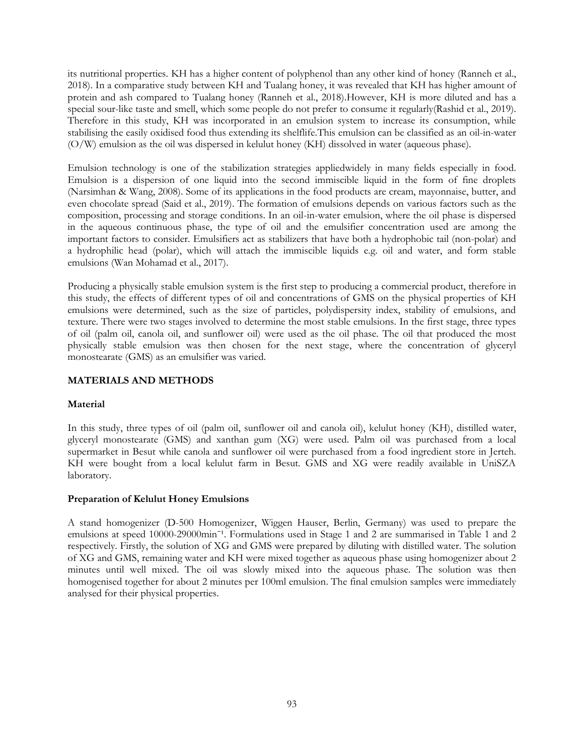its nutritional properties. KH has a higher content of polyphenol than any other kind of honey (Ranneh et al., 2018). In a comparative study between KH and Tualang honey, it was revealed that KH has higher amount of protein and ash compared to Tualang honey (Ranneh et al., 2018).However, KH is more diluted and has a special sour-like taste and smell, which some people do not prefer to consume it regularly(Rashid et al., 2019). Therefore in this study, KH was incorporated in an emulsion system to increase its consumption, while stabilising the easily oxidised food thus extending its shelflife.This emulsion can be classified as an oil-in-water (O/W) emulsion as the oil was dispersed in kelulut honey (KH) dissolved in water (aqueous phase).

Emulsion technology is one of the stabilization strategies appliedwidely in many fields especially in food. Emulsion is a dispersion of one liquid into the second immiscible liquid in the form of fine droplets (Narsimhan & Wang, 2008). Some of its applications in the food products are cream, mayonnaise, butter, and even chocolate spread (Said et al., 2019). The formation of emulsions depends on various factors such as the composition, processing and storage conditions. In an oil-in-water emulsion, where the oil phase is dispersed in the aqueous continuous phase, the type of oil and the emulsifier concentration used are among the important factors to consider. Emulsifiers act as stabilizers that have both a hydrophobic tail (non-polar) and a hydrophilic head (polar), which will attach the immiscible liquids e.g. oil and water, and form stable emulsions (Wan Mohamad et al., 2017).

Producing a physically stable emulsion system is the first step to producing a commercial product, therefore in this study, the effects of different types of oil and concentrations of GMS on the physical properties of KH emulsions were determined, such as the size of particles, polydispersity index, stability of emulsions, and texture. There were two stages involved to determine the most stable emulsions. In the first stage, three types of oil (palm oil, canola oil, and sunflower oil) were used as the oil phase. The oil that produced the most physically stable emulsion was then chosen for the next stage, where the concentration of glyceryl monostearate (GMS) as an emulsifier was varied.

## MATERIALS AND METHODS

### Material

In this study, three types of oil (palm oil, sunflower oil and canola oil), kelulut honey (KH), distilled water, glyceryl monostearate (GMS) and xanthan gum (XG) were used. Palm oil was purchased from a local supermarket in Besut while canola and sunflower oil were purchased from a food ingredient store in Jerteh. KH were bought from a local kelulut farm in Besut. GMS and XG were readily available in UniSZA laboratory.

### Preparation of Kelulut Honey Emulsions

A stand homogenizer (D-500 Homogenizer, Wiggen Hauser, Berlin, Germany) was used to prepare the emulsions at speed 10000-29000$\text{min}^{-1}$. Formulations used in Stage 1 and 2 are summarised in Table 1 and 2 respectively. Firstly, the solution of XG and GMS were prepared by diluting with distilled water. The solution of XG and GMS, remaining water and KH were mixed together as aqueous phase using homogenizer about 2 minutes until well mixed. The oil was slowly mixed into the aqueous phase. The solution was then homogenised together for about 2 minutes per 100ml emulsion. The final emulsion samples were immediately analysed for their physical properties.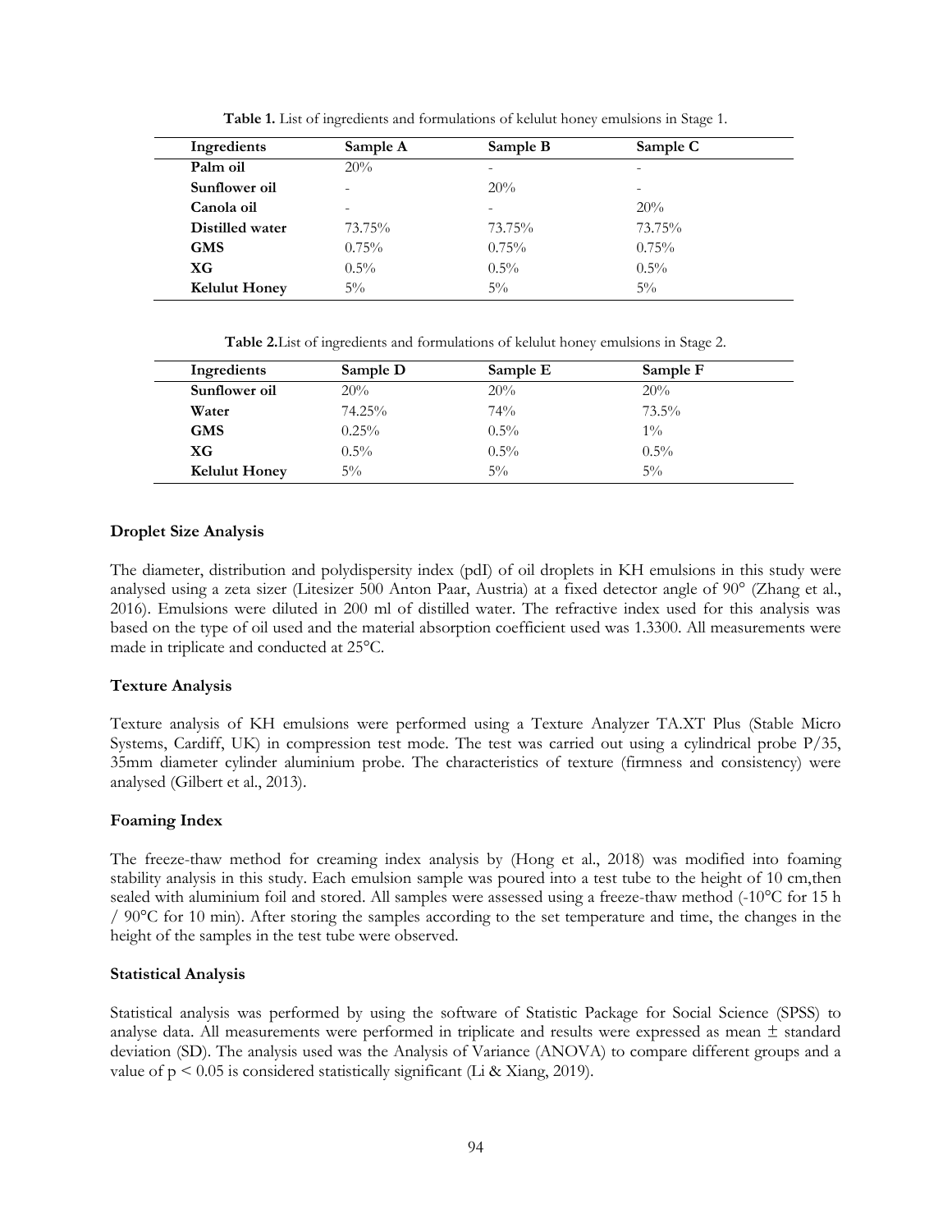**Table 1.** List of ingredients and formulations of kelulut honey emulsions in Stage 1.

| Ingredients | Sample A | Sample B | Sample C |
|---|---|---|---|
| **Palm oil** | 20% | - | - |
| **Sunflower oil** | - | 20% | - |
| **Canola oil** | - | - | 20% |
| **Distilled water** | 73.75% | 73.75% | 73.75% |
| **GMS** | 0.75% | 0.75% | 0.75% |
| **XG** | 0.5% | 0.5% | 0.5% |
| **Kelulut Honey** | 5% | 5% | 5% |

**Table 2.**List of ingredients and formulations of kelulut honey emulsions in Stage 2.

| Ingredients | Sample D | Sample E | Sample F |
|---|---|---|---|
| **Sunflower oil** | 20% | 20% | 20% |
| **Water** | 74.25% | 74% | 73.5% |
| **GMS** | 0.25% | 0.5% | 1% |
| **XG** | 0.5% | 0.5% | 0.5% |
| **Kelulut Honey** | 5% | 5% | 5% |

### Droplet Size Analysis

The diameter, distribution and polydispersity index (pdI) of oil droplets in KH emulsions in this study were analysed using a zeta sizer (Litesizer 500 Anton Paar, Austria) at a fixed detector angle of 90° (Zhang et al., 2016). Emulsions were diluted in 200 ml of distilled water. The refractive index used for this analysis was based on the type of oil used and the material absorption coefficient used was 1.3300. All measurements were made in triplicate and conducted at 25°C.

### Texture Analysis

Texture analysis of KH emulsions were performed using a Texture Analyzer TA.XT Plus (Stable Micro Systems, Cardiff, UK) in compression test mode. The test was carried out using a cylindrical probe P/35, 35mm diameter cylinder aluminium probe. The characteristics of texture (firmness and consistency) were analysed (Gilbert et al., 2013).

### Foaming Index

The freeze-thaw method for creaming index analysis by (Hong et al., 2018) was modified into foaming stability analysis in this study. Each emulsion sample was poured into a test tube to the height of 10 cm,then sealed with aluminium foil and stored. All samples were assessed using a freeze-thaw method (-10°C for 15 h / 90°C for 10 min). After storing the samples according to the set temperature and time, the changes in the height of the samples in the test tube were observed.

### Statistical Analysis

Statistical analysis was performed by using the software of Statistic Package for Social Science (SPSS) to analyse data. All measurements were performed in triplicate and results were expressed as mean ± standard deviation (SD). The analysis used was the Analysis of Variance (ANOVA) to compare different groups and a value of $p < 0.05$ is considered statistically significant (Li & Xiang, 2019).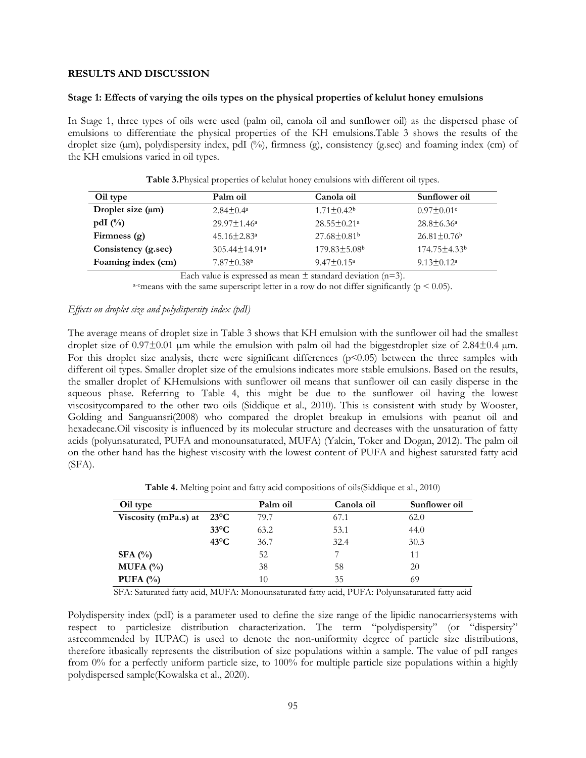## RESULTS AND DISCUSSION

### Stage 1: Effects of varying the oils types on the physical properties of kelulut honey emulsions

In Stage 1, three types of oils were used (palm oil, canola oil and sunflower oil) as the dispersed phase of emulsions to differentiate the physical properties of the KH emulsions.Table 3 shows the results of the droplet size (μm), polydispersity index, pdI (%), firmness (g), consistency (g.sec) and foaming index (cm) of the KH emulsions varied in oil types.

**Table 3.**Physical properties of kelulut honey emulsions with different oil types.

| Oil type | Palm oil | Canola oil | Sunflower oil |
|---|---|---|---|
| **Droplet size (μm)** | 2.84±0.4[a] | 1.71±0.42[b] | 0.97±0.01[c] |
| **pdI (%)** | 29.97±1.46[a] | 28.55±0.21[a] | 28.8±6.36[a] |
| **Firmness (g)** | 45.16±2.83[a] | 27.68±0.81[b] | 26.81±0.76[b] |
| **Consistency (g.sec)** | 305.44±14.91[a] | 179.83±5.08[b] | 174.75±4.33[b] |
| **Foaming index (cm)** | 7.87±0.38[b] | 9.47±0.15[a] | 9.13±0.12[a] |

Each value is expressed as mean ± standard deviation (n=3).

[a-c]means with the same superscript letter in a row do not differ significantly ($p < 0.05$).

*Effects on droplet size and polydispersity index (pdI)*

The average means of droplet size in Table 3 shows that KH emulsion with the sunflower oil had the smallest droplet size of 0.97±0.01 μm while the emulsion with palm oil had the biggestdroplet size of 2.84±0.4 μm. For this droplet size analysis, there were significant differences ($p<0.05$) between the three samples with different oil types. Smaller droplet size of the emulsions indicates more stable emulsions. Based on the results, the smaller droplet of KHemulsions with sunflower oil means that sunflower oil can easily disperse in the aqueous phase. Referring to Table 4, this might be due to the sunflower oil having the lowest viscositycompared to the other two oils (Siddique et al., 2010). This is consistent with study by Wooster, Golding and Sanguansri(2008) who compared the droplet breakup in emulsions with peanut oil and hexadecane.Oil viscosity is influenced by its molecular structure and decreases with the unsaturation of fatty acids (polyunsaturated, PUFA and monounsaturated, MUFA) (Yalcin, Toker and Dogan, 2012). The palm oil on the other hand has the highest viscosity with the lowest content of PUFA and highest saturated fatty acid (SFA).

**Table 4.** Melting point and fatty acid compositions of oils(Siddique et al., 2010)

| Oil type | | Palm oil | Canola oil | Sunflower oil |
|---|---|---|---|---|
| **Viscosity (mPa.s) at** | **23°C** | 79.7 | 67.1 | 62.0 |
| | **33°C** | 63.2 | 53.1 | 44.0 |
| | **43°C** | 36.7 | 32.4 | 30.3 |
| **SFA (%)** | | 52 | 7 | 11 |
| **MUFA (%)** | | 38 | 58 | 20 |
| **PUFA (%)** | | 10 | 35 | 69 |

SFA: Saturated fatty acid, MUFA: Monounsaturated fatty acid, PUFA: Polyunsaturated fatty acid

Polydispersity index (pdI) is a parameter used to define the size range of the lipidic nanocarriersystems with respect to particlesize distribution characterization. The term "polydispersity" (or "dispersity" asrecommended by IUPAC) is used to denote the non-uniformity degree of particle size distributions, therefore itbasically represents the distribution of size populations within a sample. The value of pdI ranges from 0% for a perfectly uniform particle size, to 100% for multiple particle size populations within a highly polydispersed sample(Kowalska et al., 2020).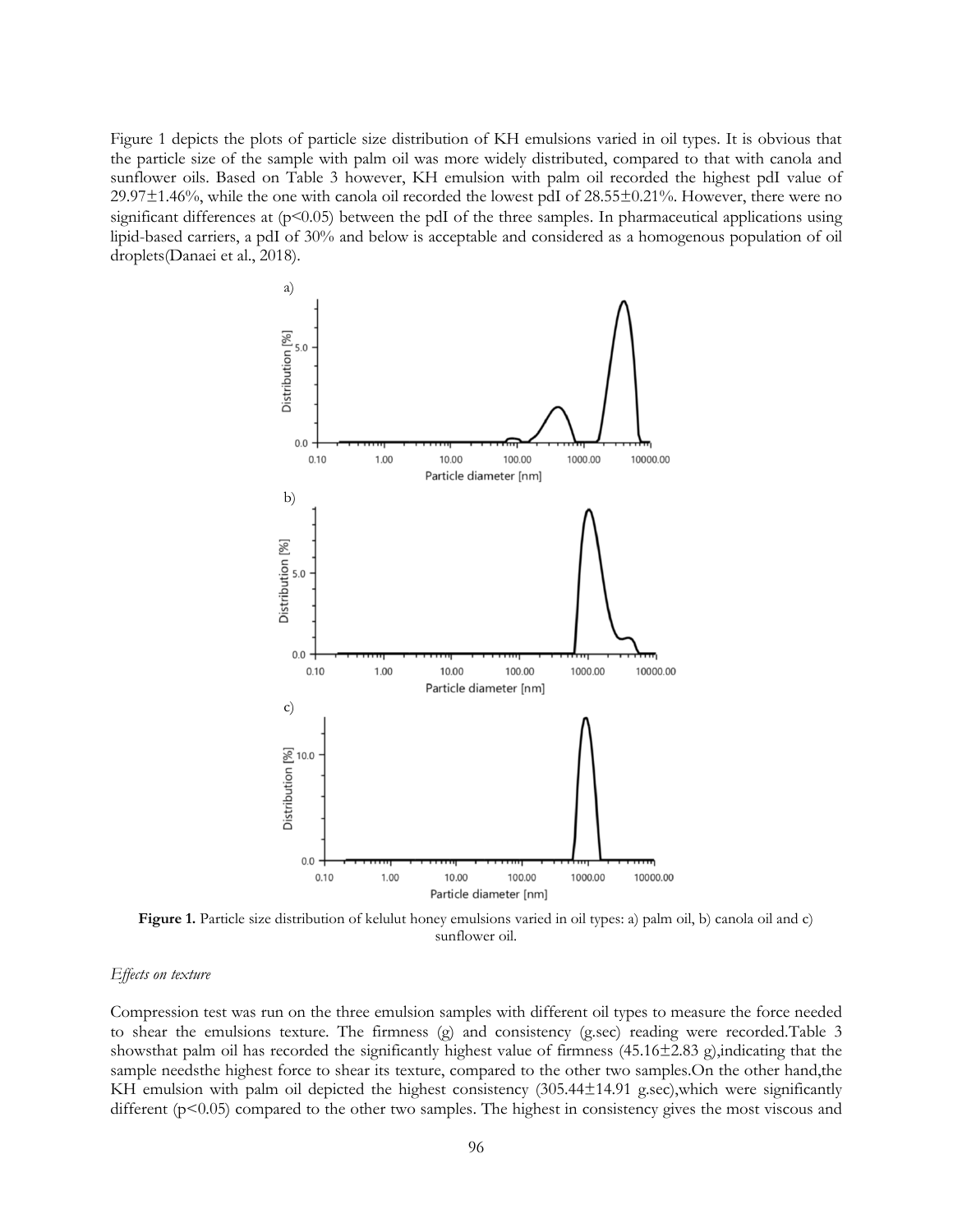Figure 1 depicts the plots of particle size distribution of KH emulsions varied in oil types. It is obvious that the particle size of the sample with palm oil was more widely distributed, compared to that with canola and sunflower oils. Based on Table 3 however, KH emulsion with palm oil recorded the highest pdI value of 29.97±1.46%, while the one with canola oil recorded the lowest pdI of 28.55±0.21%. However, there were no significant differences at ($p<0.05$) between the pdI of the three samples. In pharmaceutical applications using lipid-based carriers, a pdI of 30% and below is acceptable and considered as a homogenous population of oil droplets(Danaei et al., 2018).

**Figure 1.** Particle size distribution of kelulut honey emulsions varied in oil types: a) palm oil, b) canola oil and c) sunflower oil.

*Effects on texture*

Compression test was run on the three emulsion samples with different oil types to measure the force needed to shear the emulsions texture. The firmness (g) and consistency (g.sec) reading were recorded.Table 3 showsthat palm oil has recorded the significantly highest value of firmness (45.16±2.83 g),indicating that the sample needsthe highest force to shear its texture, compared to the other two samples.On the other hand,the KH emulsion with palm oil depicted the highest consistency (305.44±14.91 g.sec),which were significantly different ($p<0.05$) compared to the other two samples. The highest in consistency gives the most viscous and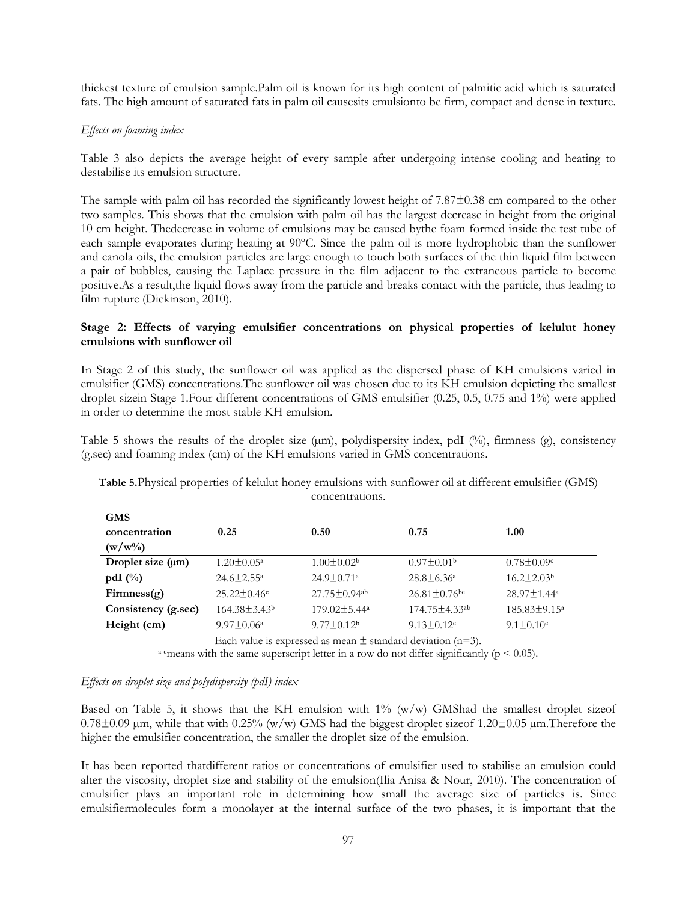thickest texture of emulsion sample.Palm oil is known for its high content of palmitic acid which is saturated fats. The high amount of saturated fats in palm oil causesits emulsionto be firm, compact and dense in texture.

*Effects on foaming index*

Table 3 also depicts the average height of every sample after undergoing intense cooling and heating to destabilise its emulsion structure.

The sample with palm oil has recorded the significantly lowest height of 7.87±0.38 cm compared to the other two samples. This shows that the emulsion with palm oil has the largest decrease in height from the original 10 cm height. Thedecrease in volume of emulsions may be caused bythe foam formed inside the test tube of each sample evaporates during heating at 90ºC. Since the palm oil is more hydrophobic than the sunflower and canola oils, the emulsion particles are large enough to touch both surfaces of the thin liquid film between a pair of bubbles, causing the Laplace pressure in the film adjacent to the extraneous particle to become positive.As a result,the liquid flows away from the particle and breaks contact with the particle, thus leading to film rupture (Dickinson, 2010).

**Stage 2: Effects of varying emulsifier concentrations on physical properties of kelulut honey emulsions with sunflower oil**

In Stage 2 of this study, the sunflower oil was applied as the dispersed phase of KH emulsions varied in emulsifier (GMS) concentrations.The sunflower oil was chosen due to its KH emulsion depicting the smallest droplet sizein Stage 1.Four different concentrations of GMS emulsifier (0.25, 0.5, 0.75 and 1%) were applied in order to determine the most stable KH emulsion.

Table 5 shows the results of the droplet size (µm), polydispersity index, pdI (%), firmness (g), consistency (g.sec) and foaming index (cm) of the KH emulsions varied in GMS concentrations.

**Table 5.**Physical properties of kelulut honey emulsions with sunflower oil at different emulsifier (GMS) concentrations.

| GMS concentration (w/w%) | 0.25 | 0.50 | 0.75 | 1.00 |
|---|---|---|---|---|
| Droplet size (µm) | 1.20±0.05$^{a}$ | 1.00±0.02$^{b}$ | 0.97±0.01$^{b}$ | 0.78±0.09$^{c}$ |
| pdI (%) | 24.6±2.55$^{a}$ | 24.9±0.71$^{a}$ | 28.8±6.36$^{a}$ | 16.2±2.03$^{b}$ |
| Firmness(g) | 25.22±0.46$^{c}$ | 27.75±0.94$^{ab}$ | 26.81±0.76$^{bc}$ | 28.97±1.44$^{a}$ |
| Consistency (g.sec) | 164.38±3.43$^{b}$ | 179.02±5.44$^{a}$ | 174.75±4.33$^{ab}$ | 185.83±9.15$^{a}$ |
| Height (cm) | 9.97±0.06$^{a}$ | 9.77±0.12$^{b}$ | 9.13±0.12$^{c}$ | 9.1±0.10$^{c}$ |

Each value is expressed as mean ± standard deviation (n=3).

a-cmeans with the same superscript letter in a row do not differ significantly ($p < 0.05$).

*Effects on droplet size and polydispersity (pdI) index*

Based on Table 5, it shows that the KH emulsion with 1% (w/w) GMShad the smallest droplet sizeof 0.78±0.09 µm, while that with 0.25% (w/w) GMS had the biggest droplet sizeof 1.20±0.05 µm.Therefore the higher the emulsifier concentration, the smaller the droplet size of the emulsion.

It has been reported thatdifferent ratios or concentrations of emulsifier used to stabilise an emulsion could alter the viscosity, droplet size and stability of the emulsion(Ilia Anisa & Nour, 2010). The concentration of emulsifier plays an important role in determining how small the average size of particles is. Since emulsifiermolecules form a monolayer at the internal surface of the two phases, it is important that the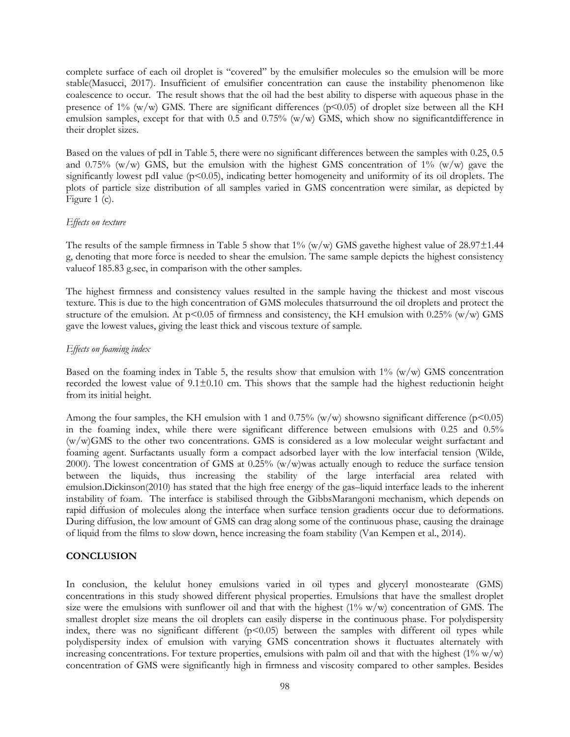complete surface of each oil droplet is "covered" by the emulsifier molecules so the emulsion will be more stable(Masucci, 2017). Insufficient of emulsifier concentration can cause the instability phenomenon like coalescence to occur. The result shows that the oil had the best ability to disperse with aqueous phase in the presence of 1% (w/w) GMS. There are significant differences ($p<0.05$) of droplet size between all the KH emulsion samples, except for that with 0.5 and 0.75% (w/w) GMS, which show no significantdifference in their droplet sizes.

Based on the values of pdI in Table 5, there were no significant differences between the samples with 0.25, 0.5 and 0.75% (w/w) GMS, but the emulsion with the highest GMS concentration of 1% (w/w) gave the significantly lowest pdI value ($p<0.05$), indicating better homogeneity and uniformity of its oil droplets. The plots of particle size distribution of all samples varied in GMS concentration were similar, as depicted by Figure 1 (c).

*Effects on texture*

The results of the sample firmness in Table 5 show that 1% (w/w) GMS gavethe highest value of 28.97±1.44 g, denoting that more force is needed to shear the emulsion. The same sample depicts the highest consistency valueof 185.83 g.sec, in comparison with the other samples.

The highest firmness and consistency values resulted in the sample having the thickest and most viscous texture. This is due to the high concentration of GMS molecules thatsurround the oil droplets and protect the structure of the emulsion. At $p<0.05$ of firmness and consistency, the KH emulsion with 0.25% (w/w) GMS gave the lowest values, giving the least thick and viscous texture of sample.

*Effects on foaming index*

Based on the foaming index in Table 5, the results show that emulsion with 1% (w/w) GMS concentration recorded the lowest value of 9.1±0.10 cm. This shows that the sample had the highest reductionin height from its initial height.

Among the four samples, the KH emulsion with 1 and 0.75% (w/w) showsno significant difference ($p<0.05$) in the foaming index, while there were significant difference between emulsions with 0.25 and 0.5% (w/w)GMS to the other two concentrations. GMS is considered as a low molecular weight surfactant and foaming agent. Surfactants usually form a compact adsorbed layer with the low interfacial tension (Wilde, 2000). The lowest concentration of GMS at 0.25% (w/w)was actually enough to reduce the surface tension between the liquids, thus increasing the stability of the large interfacial area related with emulsion.Dickinson(2010) has stated that the high free energy of the gas–liquid interface leads to the inherent instability of foam. The interface is stabilised through the GibbsMarangoni mechanism, which depends on rapid diffusion of molecules along the interface when surface tension gradients occur due to deformations. During diffusion, the low amount of GMS can drag along some of the continuous phase, causing the drainage of liquid from the films to slow down, hence increasing the foam stability (Van Kempen et al., 2014).

## CONCLUSION

In conclusion, the kelulut honey emulsions varied in oil types and glyceryl monostearate (GMS) concentrations in this study showed different physical properties. Emulsions that have the smallest droplet size were the emulsions with sunflower oil and that with the highest (1% w/w) concentration of GMS. The smallest droplet size means the oil droplets can easily disperse in the continuous phase. For polydispersity index, there was no significant different ($p<0.05$) between the samples with different oil types while polydispersity index of emulsion with varying GMS concentration shows it fluctuates alternately with increasing concentrations. For texture properties, emulsions with palm oil and that with the highest (1% w/w) concentration of GMS were significantly high in firmness and viscosity compared to other samples. Besides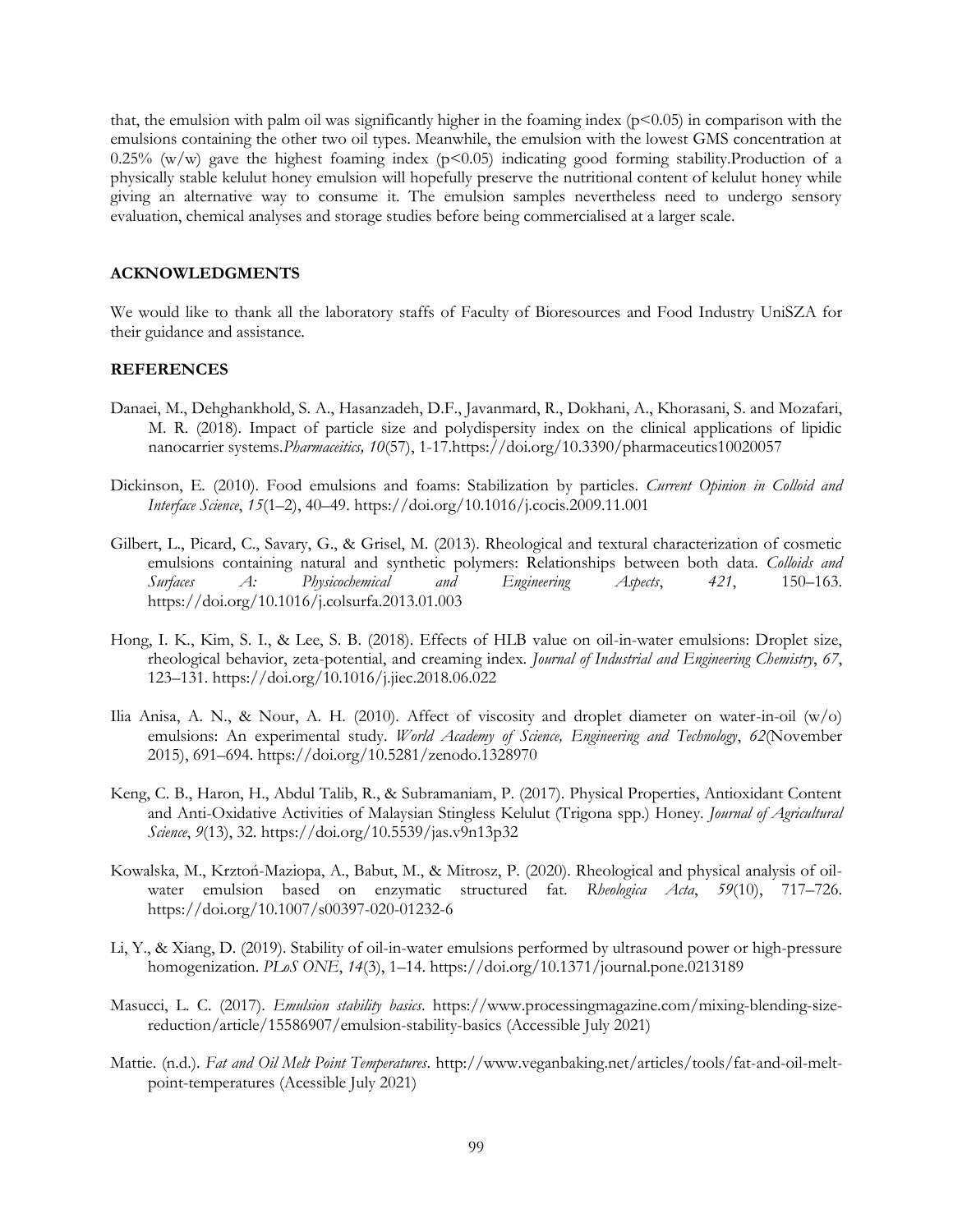that, the emulsion with palm oil was significantly higher in the foaming index ($p<0.05$) in comparison with the emulsions containing the other two oil types. Meanwhile, the emulsion with the lowest GMS concentration at 0.25% (w/w) gave the highest foaming index ($p<0.05$) indicating good forming stability.Production of a physically stable kelulut honey emulsion will hopefully preserve the nutritional content of kelulut honey while giving an alternative way to consume it. The emulsion samples nevertheless need to undergo sensory evaluation, chemical analyses and storage studies before being commercialised at a larger scale.

## ACKNOWLEDGMENTS

We would like to thank all the laboratory staffs of Faculty of Bioresources and Food Industry UniSZA for their guidance and assistance.

## REFERENCES

Danaei, M., Dehghankhold, S. A., Hasanzadeh, D.F., Javanmard, R., Dokhani, A., Khorasani, S. and Mozafari, M. R. (2018). Impact of particle size and polydispersity index on the clinical applications of lipidic nanocarrier systems.*Pharmaceitics, 10*(57), 1-17.https://doi.org/10.3390/pharmaceutics10020057

Dickinson, E. (2010). Food emulsions and foams: Stabilization by particles. *Current Opinion in Colloid and Interface Science*, *15*(1–2), 40–49. https://doi.org/10.1016/j.cocis.2009.11.001

Gilbert, L., Picard, C., Savary, G., & Grisel, M. (2013). Rheological and textural characterization of cosmetic emulsions containing natural and synthetic polymers: Relationships between both data. *Colloids and Surfaces A: Physicochemical and Engineering Aspects*, *421*, 150–163. https://doi.org/10.1016/j.colsurfa.2013.01.003

Hong, I. K., Kim, S. I., & Lee, S. B. (2018). Effects of HLB value on oil-in-water emulsions: Droplet size, rheological behavior, zeta-potential, and creaming index. *Journal of Industrial and Engineering Chemistry*, *67*, 123–131. https://doi.org/10.1016/j.jiec.2018.06.022

Ilia Anisa, A. N., & Nour, A. H. (2010). Affect of viscosity and droplet diameter on water-in-oil (w/o) emulsions: An experimental study. *World Academy of Science, Engineering and Technology*, *62*(November 2015), 691–694. https://doi.org/10.5281/zenodo.1328970

Keng, C. B., Haron, H., Abdul Talib, R., & Subramaniam, P. (2017). Physical Properties, Antioxidant Content and Anti-Oxidative Activities of Malaysian Stingless Kelulut (Trigona spp.) Honey. *Journal of Agricultural Science*, *9*(13), 32. https://doi.org/10.5539/jas.v9n13p32

Kowalska, M., Krztoń-Maziopa, A., Babut, M., & Mitrosz, P. (2020). Rheological and physical analysis of oil-water emulsion based on enzymatic structured fat. *Rheologica Acta*, *59*(10), 717–726. https://doi.org/10.1007/s00397-020-01232-6

Li, Y., & Xiang, D. (2019). Stability of oil-in-water emulsions performed by ultrasound power or high-pressure homogenization. *PLoS ONE*, *14*(3), 1–14. https://doi.org/10.1371/journal.pone.0213189

Masucci, L. C. (2017). *Emulsion stability basics*. https://www.processingmagazine.com/mixing-blending-size-reduction/article/15586907/emulsion-stability-basics (Accessible July 2021)

Mattie. (n.d.). *Fat and Oil Melt Point Temperatures*. http://www.veganbaking.net/articles/tools/fat-and-oil-melt-point-temperatures (Acessible July 2021)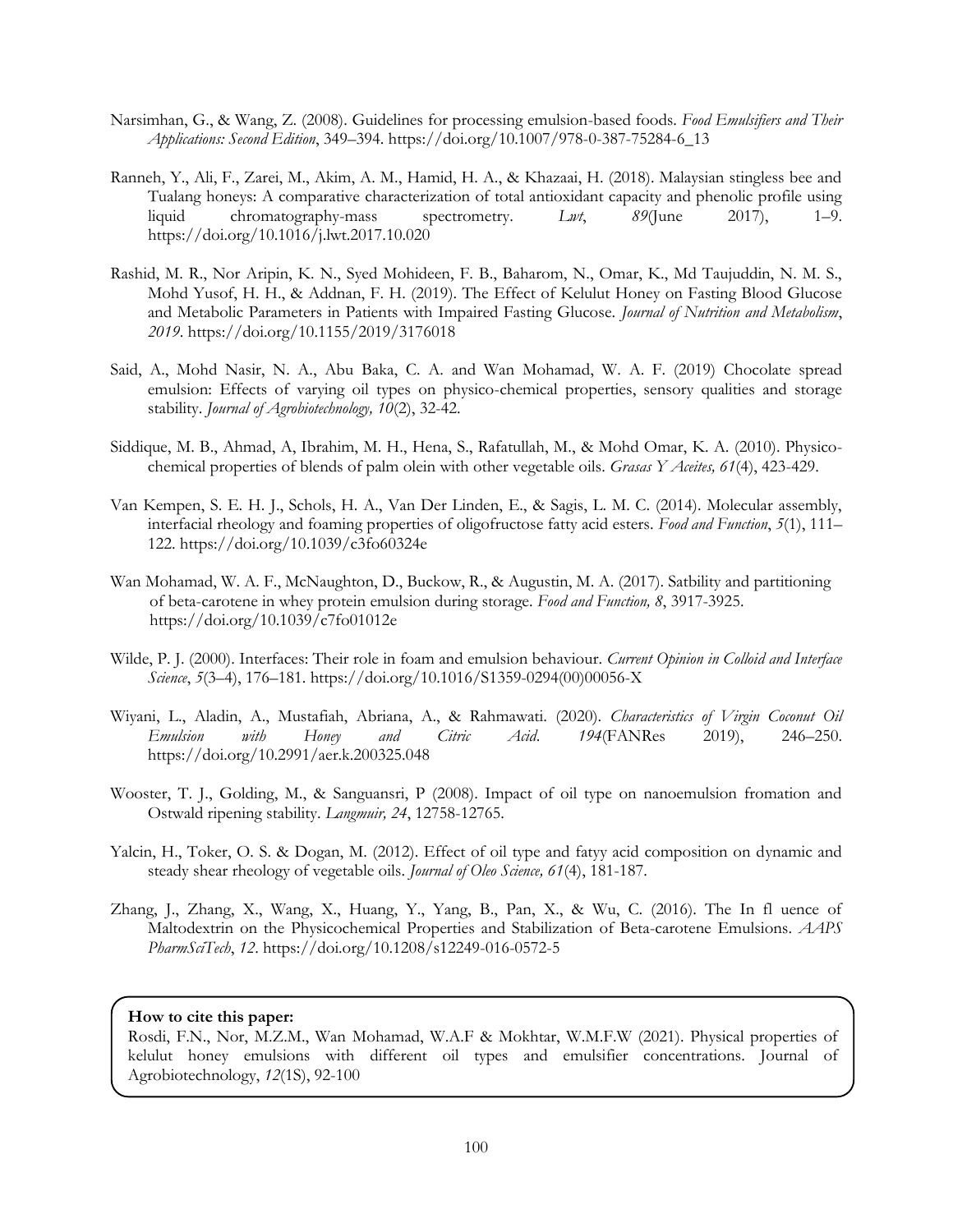Narsimhan, G., & Wang, Z. (2008). Guidelines for processing emulsion-based foods. *Food Emulsifiers and Their Applications: Second Edition*, 349–394. https://doi.org/10.1007/978-0-387-75284-6_13

Ranneh, Y., Ali, F., Zarei, M., Akim, A. M., Hamid, H. A., & Khazaai, H. (2018). Malaysian stingless bee and Tualang honeys: A comparative characterization of total antioxidant capacity and phenolic profile using liquid chromatography-mass spectrometry. *Lwt*, *89*(June 2017), 1–9. https://doi.org/10.1016/j.lwt.2017.10.020

Rashid, M. R., Nor Aripin, K. N., Syed Mohideen, F. B., Baharom, N., Omar, K., Md Taujuddin, N. M. S., Mohd Yusof, H. H., & Addnan, F. H. (2019). The Effect of Kelulut Honey on Fasting Blood Glucose and Metabolic Parameters in Patients with Impaired Fasting Glucose. *Journal of Nutrition and Metabolism*, *2019*. https://doi.org/10.1155/2019/3176018

Said, A., Mohd Nasir, N. A., Abu Baka, C. A. and Wan Mohamad, W. A. F. (2019) Chocolate spread emulsion: Effects of varying oil types on physico-chemical properties, sensory qualities and storage stability. *Journal of Agrobiotechnology, 10*(2), 32-42.

Siddique, M. B., Ahmad, A, Ibrahim, M. H., Hena, S., Rafatullah, M., & Mohd Omar, K. A. (2010). Physico-chemical properties of blends of palm olein with other vegetable oils. *Grasas Y Aceites, 61*(4), 423-429.

Van Kempen, S. E. H. J., Schols, H. A., Van Der Linden, E., & Sagis, L. M. C. (2014). Molecular assembly, interfacial rheology and foaming properties of oligofructose fatty acid esters. *Food and Function*, *5*(1), 111–122. https://doi.org/10.1039/c3fo60324e

Wan Mohamad, W. A. F., McNaughton, D., Buckow, R., & Augustin, M. A. (2017). Satbility and partitioning of beta-carotene in whey protein emulsion during storage. *Food and Function, 8*, 3917-3925. https://doi.org/10.1039/c7fo01012e

Wilde, P. J. (2000). Interfaces: Their role in foam and emulsion behaviour. *Current Opinion in Colloid and Interface Science*, *5*(3–4), 176–181. https://doi.org/10.1016/S1359-0294(00)00056-X

Wiyani, L., Aladin, A., Mustafiah, Abriana, A., & Rahmawati. (2020). *Characteristics of Virgin Coconut Oil Emulsion with Honey and Citric Acid*. *194*(FANRes 2019), 246–250. https://doi.org/10.2991/aer.k.200325.048

Wooster, T. J., Golding, M., & Sanguansri, P (2008). Impact of oil type on nanoemulsion fromation and Ostwald ripening stability. *Langmuir, 24*, 12758-12765.

Yalcin, H., Toker, O. S. & Dogan, M. (2012). Effect of oil type and fatyy acid composition on dynamic and steady shear rheology of vegetable oils. *Journal of Oleo Science, 61*(4), 181-187.

Zhang, J., Zhang, X., Wang, X., Huang, Y., Yang, B., Pan, X., & Wu, C. (2016). The In fl uence of Maltodextrin on the Physicochemical Properties and Stabilization of Beta-carotene Emulsions. *AAPS PharmSciTech*, *12*. https://doi.org/10.1208/s12249-016-0572-5

**How to cite this paper:**
Rosdi, F.N., Nor, M.Z.M., Wan Mohamad, W.A.F & Mokhtar, W.M.F.W (2021). Physical properties of kelulut honey emulsions with different oil types and emulsifier concentrations. Journal of Agrobiotechnology, *12*(1S), 92-100